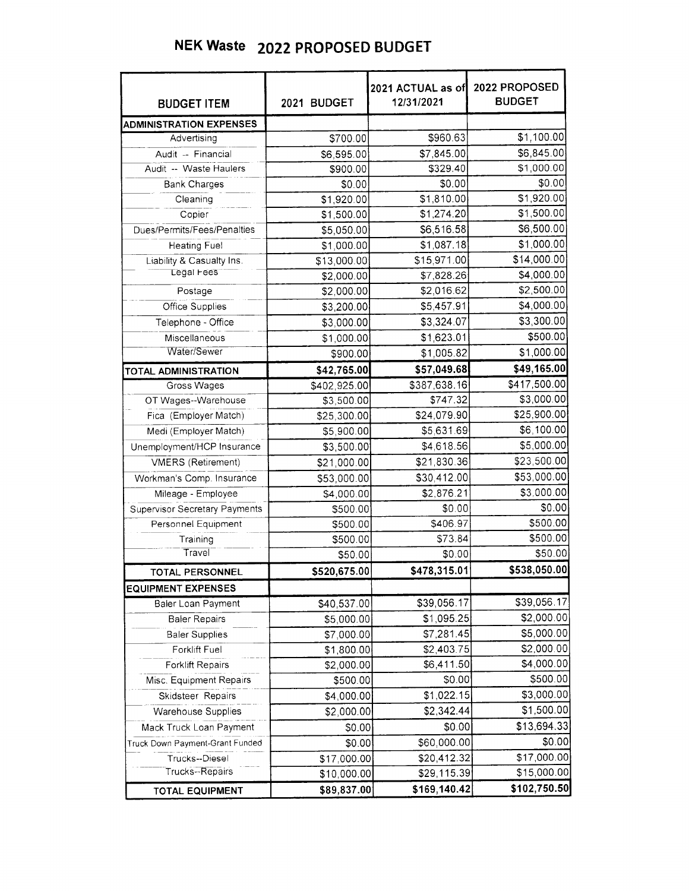# NEK Waste 2022 PROPOSED BUDGET

| BUDGET ITEM | 2021 BUDGET | 2021 ACTUAL as of 12/31/2021 | 2022 PROPOSED BUDGET |
|---|---|---|---|
| **ADMINISTRATION EXPENSES** | | | |
| Advertising | $700.00 | $960.63 | $1,100.00 |
| Audit -- Financial | $6,595.00 | $7,845.00 | $6,845.00 |
| Audit -- Waste Haulers | $900.00 | $329.40 | $1,000.00 |
| Bank Charges | $0.00 | $0.00 | $0.00 |
| Cleaning | $1,920.00 | $1,810.00 | $1,920.00 |
| Copier | $1,500.00 | $1,274.20 | $1,500.00 |
| Dues/Permits/Fees/Penalties | $5,050.00 | $6,516.58 | $6,500.00 |
| Heating Fuel | $1,000.00 | $1,087.18 | $1,000.00 |
| Liability & Casualty Ins. | $13,000.00 | $15,971.00 | $14,000.00 |
| Legal Fees | $2,000.00 | $7,828.26 | $4,000.00 |
| Postage | $2,000.00 | $2,016.62 | $2,500.00 |
| Office Supplies | $3,200.00 | $5,457.91 | $4,000.00 |
| Telephone - Office | $3,000.00 | $3,324.07 | $3,300.00 |
| Miscellaneous | $1,000.00 | $1,623.01 | $500.00 |
| Water/Sewer | $900.00 | $1,005.82 | $1,000.00 |
| **TOTAL ADMINISTRATION** | **$42,765.00** | **$57,049.68** | **$49,165.00** |
| Gross Wages | $402,925.00 | $387,638.16 | $417,500.00 |
| OT Wages--Warehouse | $3,500.00 | $747.32 | $3,000.00 |
| Fica (Employer Match) | $25,300.00 | $24,079.90 | $25,900.00 |
| Medi (Employer Match) | $5,900.00 | $5,631.69 | $6,100.00 |
| Unemployment/HCP Insurance | $3,500.00 | $4,618.56 | $5,000.00 |
| VMERS (Retirement) | $21,000.00 | $21,830.36 | $23,500.00 |
| Workman's Comp. Insurance | $53,000.00 | $30,412.00 | $53,000.00 |
| Mileage - Employee | $4,000.00 | $2,876.21 | $3,000.00 |
| Supervisor Secretary Payments | $500.00 | $0.00 | $0.00 |
| Personnel Equipment | $500.00 | $406.97 | $500.00 |
| Training | $500.00 | $73.84 | $500.00 |
| Travel | $50.00 | $0.00 | $50.00 |
| **TOTAL PERSONNEL** | **$520,675.00** | **$478,315.01** | **$538,050.00** |
| **EQUIPMENT EXPENSES** | | | |
| Baler Loan Payment | $40,537.00 | $39,056.17 | $39,056.17 |
| Baler Repairs | $5,000.00 | $1,095.25 | $2,000.00 |
| Baler Supplies | $7,000.00 | $7,281.45 | $5,000.00 |
| Forklift Fuel | $1,800.00 | $2,403.75 | $2,000.00 |
| Forklift Repairs | $2,000.00 | $6,411.50 | $4,000.00 |
| Misc. Equipment Repairs | $500.00 | $0.00 | $500.00 |
| Skidsteer Repairs | $4,000.00 | $1,022.15 | $3,000.00 |
| Warehouse Supplies | $2,000.00 | $2,342.44 | $1,500.00 |
| Mack Truck Loan Payment | $0.00 | $0.00 | $13,694.33 |
| Truck Down Payment-Grant Funded | $0.00 | $60,000.00 | $0.00 |
| Trucks--Diesel | $17,000.00 | $20,412.32 | $17,000.00 |
| Trucks--Repairs | $10,000.00 | $29,115.39 | $15,000.00 |
| **TOTAL EQUIPMENT** | **$89,837.00** | **$169,140.42** | **$102,750.50** |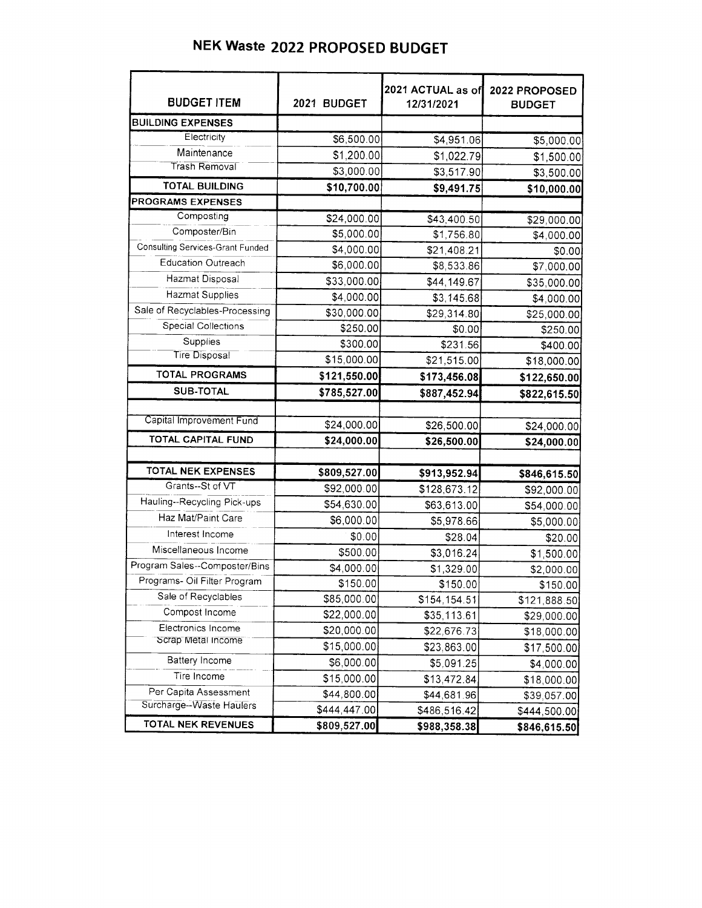# NEK Waste 2022 PROPOSED BUDGET

| BUDGET ITEM | 2021 BUDGET | 2021 ACTUAL as of 12/31/2021 | 2022 PROPOSED BUDGET |
|---|---|---|---|
| **BUILDING EXPENSES** | | | |
| Electricity | $6,500.00 | $4,951.06 | $5,000.00 |
| Maintenance | $1,200.00 | $1,022.79 | $1,500.00 |
| Trash Removal | $3,000.00 | $3,517.90 | $3,500.00 |
| **TOTAL BUILDING** | **$10,700.00** | **$9,491.75** | **$10,000.00** |
| **PROGRAMS EXPENSES** | | | |
| Composting | $24,000.00 | $43,400.50 | $29,000.00 |
| Composter/Bin | $5,000.00 | $1,756.80 | $4,000.00 |
| Consulting Services-Grant Funded | $4,000.00 | $21,408.21 | $0.00 |
| Education Outreach | $6,000.00 | $8,533.86 | $7,000.00 |
| Hazmat Disposal | $33,000.00 | $44,149.67 | $35,000.00 |
| Hazmat Supplies | $4,000.00 | $3,145.68 | $4,000.00 |
| Sale of Recyclables-Processing | $30,000.00 | $29,314.80 | $25,000.00 |
| Special Collections | $250.00 | $0.00 | $250.00 |
| Supplies | $300.00 | $231.56 | $400.00 |
| Tire Disposal | $15,000.00 | $21,515.00 | $18,000.00 |
| **TOTAL PROGRAMS** | **$121,550.00** | **$173,456.08** | **$122,650.00** |
| **SUB-TOTAL** | **$785,527.00** | **$887,452.94** | **$822,615.50** |
| | | | |
| Capital Improvement Fund | $24,000.00 | $26,500.00 | $24,000.00 |
| **TOTAL CAPITAL FUND** | **$24,000.00** | **$26,500.00** | **$24,000.00** |
| | | | |
| **TOTAL NEK EXPENSES** | **$809,527.00** | **$913,952.94** | **$846,615.50** |
| Grants--St of VT | $92,000.00 | $128,673.12 | $92,000.00 |
| Hauling--Recycling Pick-ups | $54,630.00 | $63,613.00 | $54,000.00 |
| Haz Mat/Paint Care | $6,000.00 | $5,978.66 | $5,000.00 |
| Interest Income | $0.00 | $28.04 | $20.00 |
| Miscellaneous Income | $500.00 | $3,016.24 | $1,500.00 |
| Program Sales--Composter/Bins | $4,000.00 | $1,329.00 | $2,000.00 |
| Programs- Oil Filter Program | $150.00 | $150.00 | $150.00 |
| Sale of Recyclables | $85,000.00 | $154,154.51 | $121,888.50 |
| Compost Income | $22,000.00 | $35,113.61 | $29,000.00 |
| Electronics Income | $20,000.00 | $22,676.73 | $18,000.00 |
| Scrap Metal Income | $15,000.00 | $23,863.00 | $17,500.00 |
| Battery Income | $6,000.00 | $5,091.25 | $4,000.00 |
| Tire Income | $15,000.00 | $13,472.84 | $18,000.00 |
| Per Capita Assessment | $44,800.00 | $44,681.96 | $39,057.00 |
| Surcharge--Waste Haulers | $444,447.00 | $486,516.42 | $444,500.00 |
| **TOTAL NEK REVENUES** | **$809,527.00** | **$988,358.38** | **$846,615.50** |